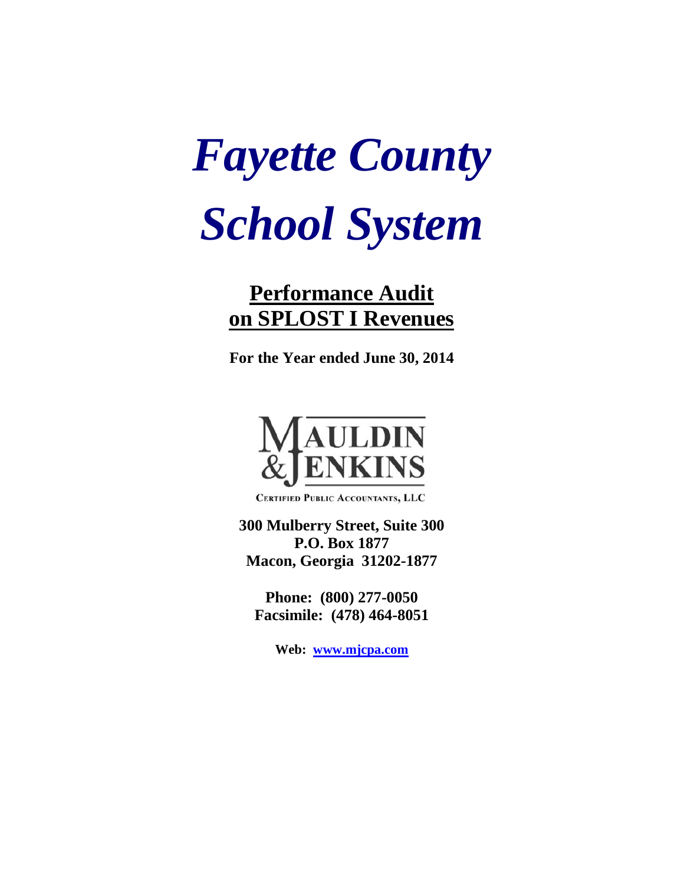# *Fayette County School System*

## Performance Audit on SPLOST I Revenues

**For the Year ended June 30, 2014**

MAULDIN & JENKINS

CERTIFIED PUBLIC ACCOUNTANTS, LLC

**300 Mulberry Street, Suite 300**
**P.O. Box 1877**
**Macon, Georgia 31202-1877**

**Phone: (800) 277-0050**
**Facsimile: (478) 464-8051**

**Web: www.mjcpa.com**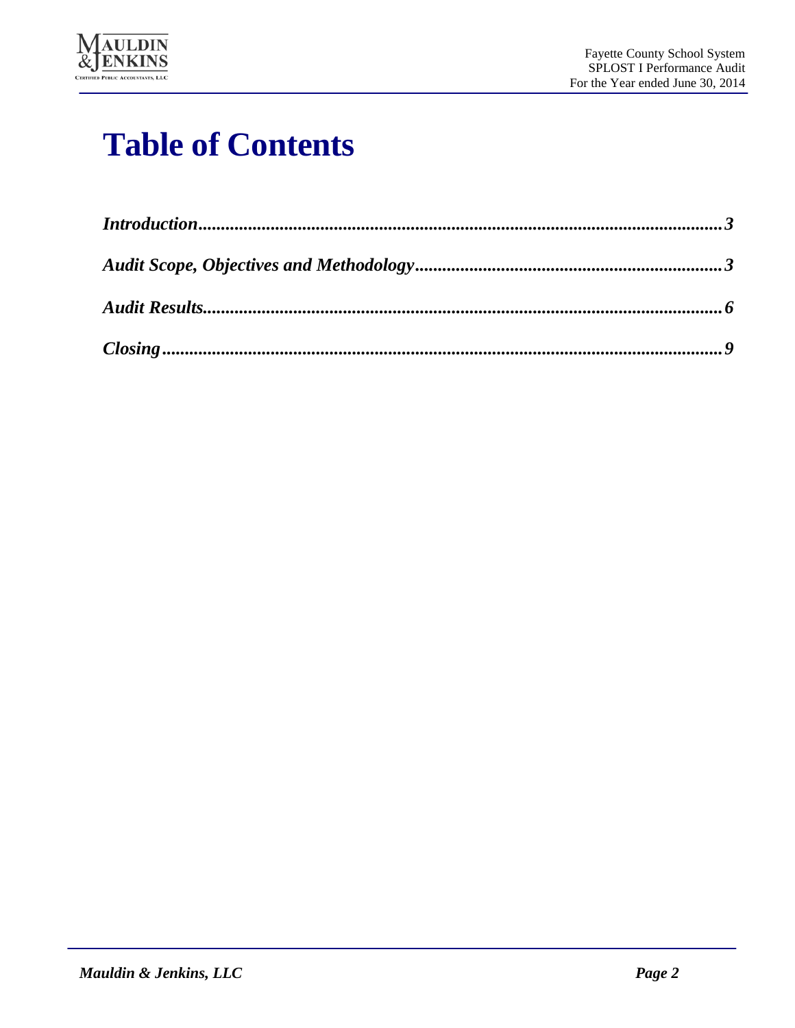# Table of Contents

*Introduction* .................................................................................................................. *3*

*Audit Scope, Objectives and Methodology* ................................................................... *3*

*Audit Results* ................................................................................................................. *6*

*Closing* .......................................................................................................................... *9*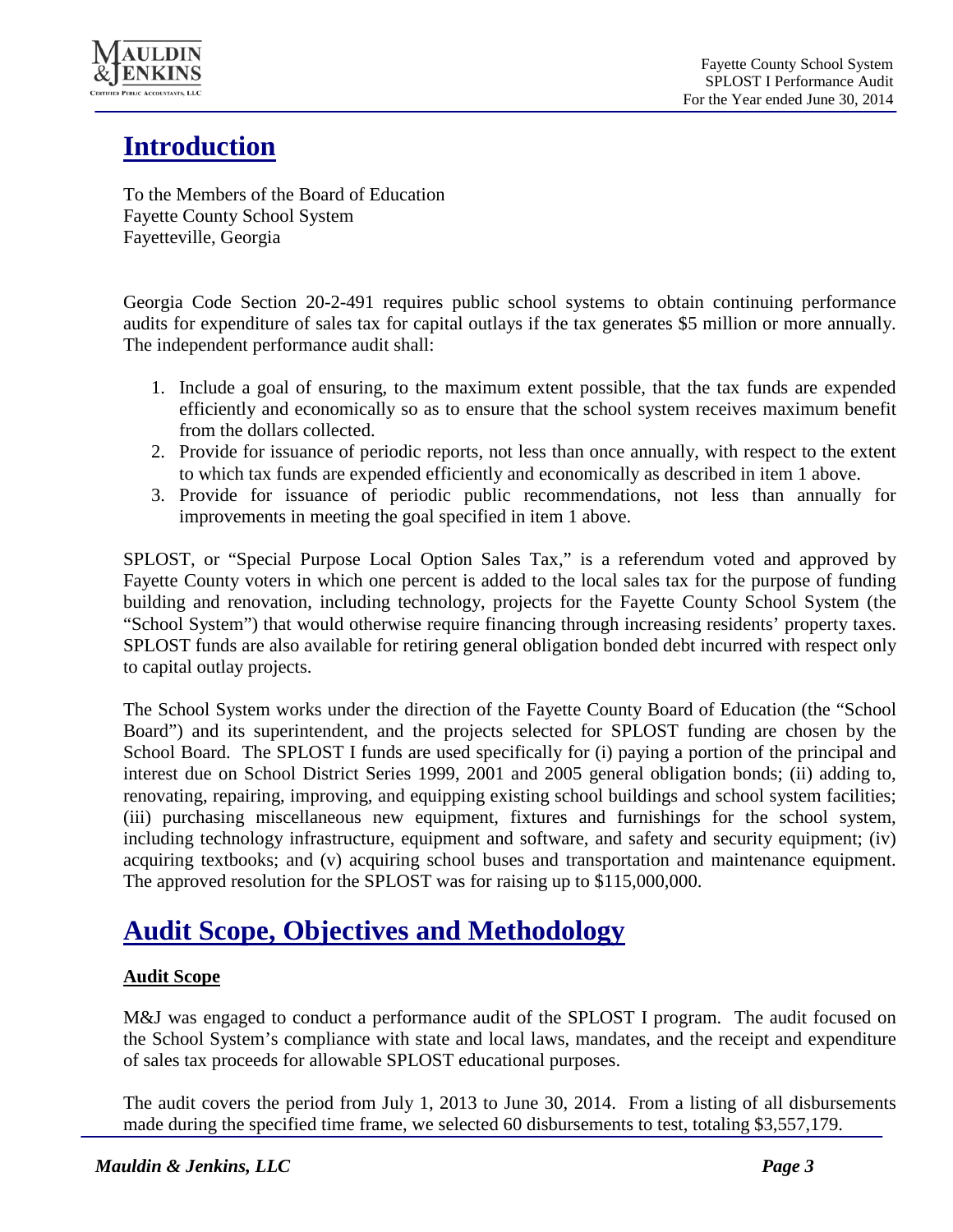# Introduction

To the Members of the Board of Education
Fayette County School System
Fayetteville, Georgia

Georgia Code Section 20-2-491 requires public school systems to obtain continuing performance audits for expenditure of sales tax for capital outlays if the tax generates $5 million or more annually. The independent performance audit shall:

1. Include a goal of ensuring, to the maximum extent possible, that the tax funds are expended efficiently and economically so as to ensure that the school system receives maximum benefit from the dollars collected.
2. Provide for issuance of periodic reports, not less than once annually, with respect to the extent to which tax funds are expended efficiently and economically as described in item 1 above.
3. Provide for issuance of periodic public recommendations, not less than annually for improvements in meeting the goal specified in item 1 above.

SPLOST, or "Special Purpose Local Option Sales Tax," is a referendum voted and approved by Fayette County voters in which one percent is added to the local sales tax for the purpose of funding building and renovation, including technology, projects for the Fayette County School System (the "School System") that would otherwise require financing through increasing residents' property taxes. SPLOST funds are also available for retiring general obligation bonded debt incurred with respect only to capital outlay projects.

The School System works under the direction of the Fayette County Board of Education (the "School Board") and its superintendent, and the projects selected for SPLOST funding are chosen by the School Board. The SPLOST I funds are used specifically for (i) paying a portion of the principal and interest due on School District Series 1999, 2001 and 2005 general obligation bonds; (ii) adding to, renovating, repairing, improving, and equipping existing school buildings and school system facilities; (iii) purchasing miscellaneous new equipment, fixtures and furnishings for the school system, including technology infrastructure, equipment and software, and safety and security equipment; (iv) acquiring textbooks; and (v) acquiring school buses and transportation and maintenance equipment. The approved resolution for the SPLOST was for raising up to $115,000,000.

# Audit Scope, Objectives and Methodology

## Audit Scope

M&J was engaged to conduct a performance audit of the SPLOST I program. The audit focused on the School System's compliance with state and local laws, mandates, and the receipt and expenditure of sales tax proceeds for allowable SPLOST educational purposes.

The audit covers the period from July 1, 2013 to June 30, 2014. From a listing of all disbursements made during the specified time frame, we selected 60 disbursements to test, totaling $3,557,179.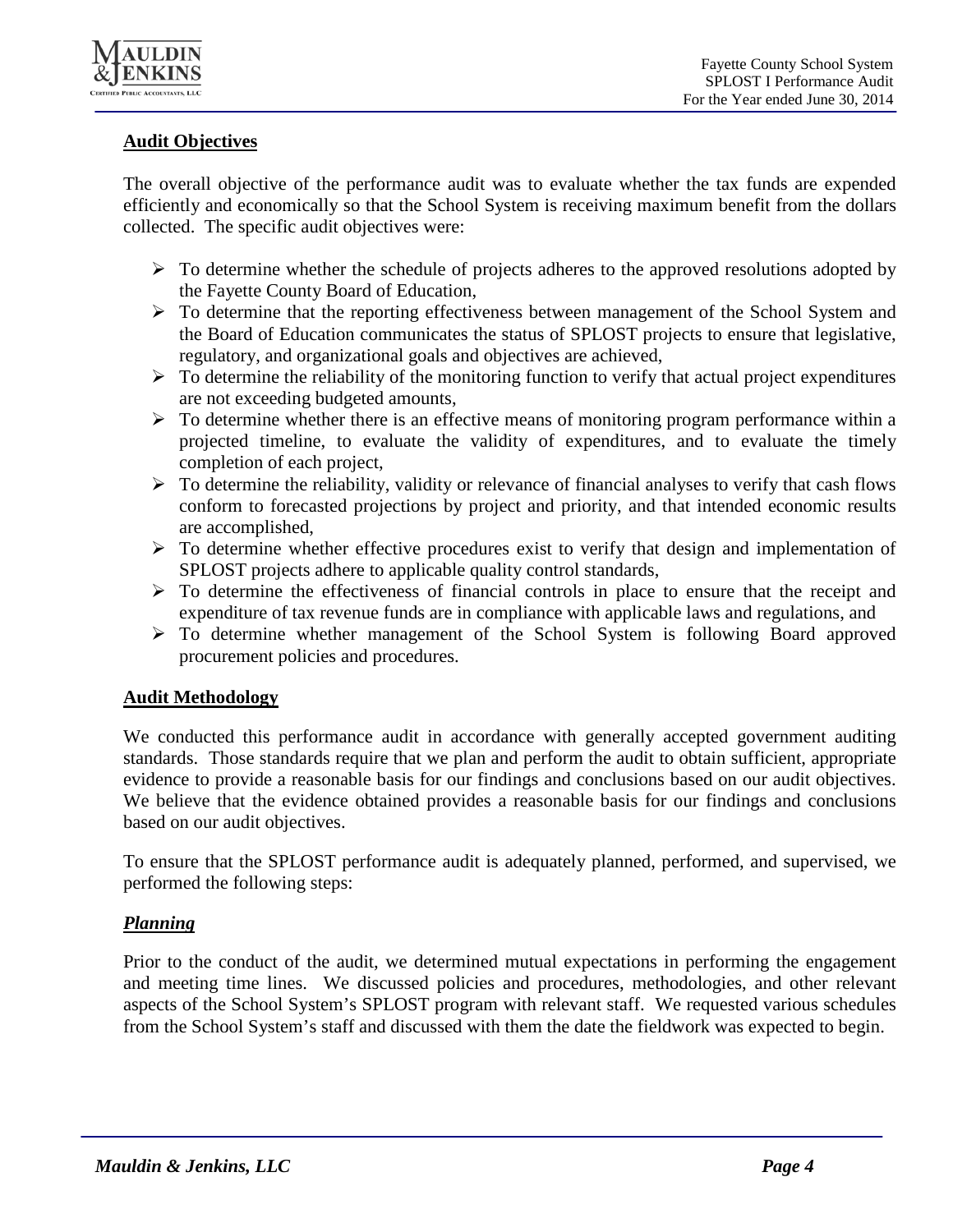## Audit Objectives

The overall objective of the performance audit was to evaluate whether the tax funds are expended efficiently and economically so that the School System is receiving maximum benefit from the dollars collected. The specific audit objectives were:

- To determine whether the schedule of projects adheres to the approved resolutions adopted by the Fayette County Board of Education,
- To determine that the reporting effectiveness between management of the School System and the Board of Education communicates the status of SPLOST projects to ensure that legislative, regulatory, and organizational goals and objectives are achieved,
- To determine the reliability of the monitoring function to verify that actual project expenditures are not exceeding budgeted amounts,
- To determine whether there is an effective means of monitoring program performance within a projected timeline, to evaluate the validity of expenditures, and to evaluate the timely completion of each project,
- To determine the reliability, validity or relevance of financial analyses to verify that cash flows conform to forecasted projections by project and priority, and that intended economic results are accomplished,
- To determine whether effective procedures exist to verify that design and implementation of SPLOST projects adhere to applicable quality control standards,
- To determine the effectiveness of financial controls in place to ensure that the receipt and expenditure of tax revenue funds are in compliance with applicable laws and regulations, and
- To determine whether management of the School System is following Board approved procurement policies and procedures.

## Audit Methodology

We conducted this performance audit in accordance with generally accepted government auditing standards. Those standards require that we plan and perform the audit to obtain sufficient, appropriate evidence to provide a reasonable basis for our findings and conclusions based on our audit objectives. We believe that the evidence obtained provides a reasonable basis for our findings and conclusions based on our audit objectives.

To ensure that the SPLOST performance audit is adequately planned, performed, and supervised, we performed the following steps:

### *Planning*

Prior to the conduct of the audit, we determined mutual expectations in performing the engagement and meeting time lines. We discussed policies and procedures, methodologies, and other relevant aspects of the School System's SPLOST program with relevant staff. We requested various schedules from the School System's staff and discussed with them the date the fieldwork was expected to begin.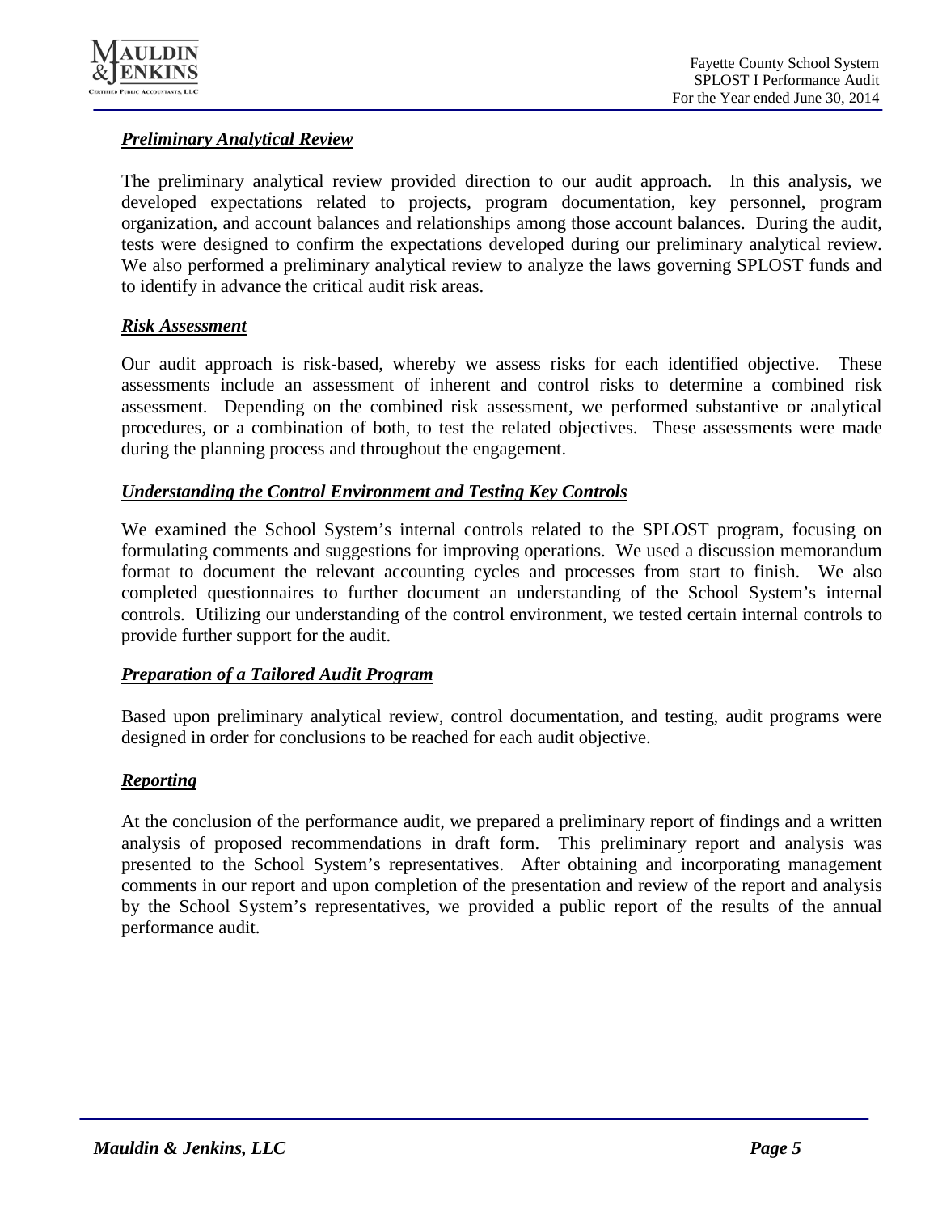***Preliminary Analytical Review***

The preliminary analytical review provided direction to our audit approach. In this analysis, we developed expectations related to projects, program documentation, key personnel, program organization, and account balances and relationships among those account balances. During the audit, tests were designed to confirm the expectations developed during our preliminary analytical review. We also performed a preliminary analytical review to analyze the laws governing SPLOST funds and to identify in advance the critical audit risk areas.

***Risk Assessment***

Our audit approach is risk-based, whereby we assess risks for each identified objective. These assessments include an assessment of inherent and control risks to determine a combined risk assessment. Depending on the combined risk assessment, we performed substantive or analytical procedures, or a combination of both, to test the related objectives. These assessments were made during the planning process and throughout the engagement.

***Understanding the Control Environment and Testing Key Controls***

We examined the School System's internal controls related to the SPLOST program, focusing on formulating comments and suggestions for improving operations. We used a discussion memorandum format to document the relevant accounting cycles and processes from start to finish. We also completed questionnaires to further document an understanding of the School System's internal controls. Utilizing our understanding of the control environment, we tested certain internal controls to provide further support for the audit.

***Preparation of a Tailored Audit Program***

Based upon preliminary analytical review, control documentation, and testing, audit programs were designed in order for conclusions to be reached for each audit objective.

***Reporting***

At the conclusion of the performance audit, we prepared a preliminary report of findings and a written analysis of proposed recommendations in draft form. This preliminary report and analysis was presented to the School System's representatives. After obtaining and incorporating management comments in our report and upon completion of the presentation and review of the report and analysis by the School System's representatives, we provided a public report of the results of the annual performance audit.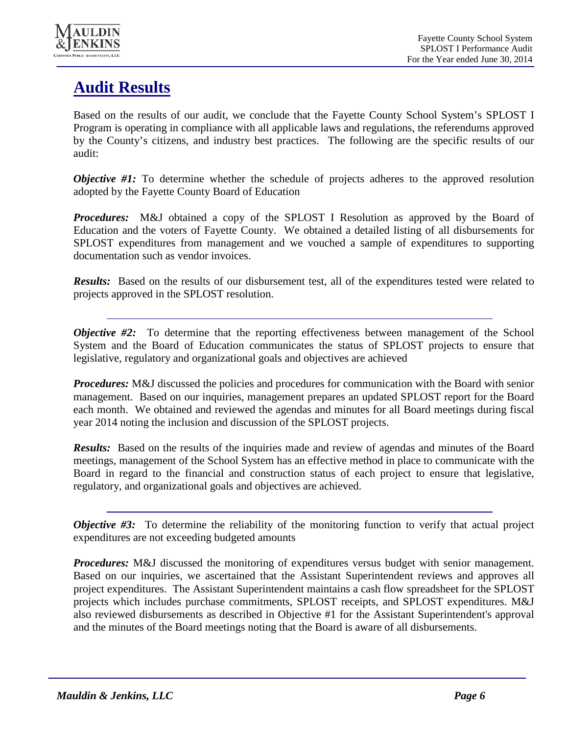# Audit Results

Based on the results of our audit, we conclude that the Fayette County School System's SPLOST I Program is operating in compliance with all applicable laws and regulations, the referendums approved by the County's citizens, and industry best practices. The following are the specific results of our audit:

***Objective #1:*** To determine whether the schedule of projects adheres to the approved resolution adopted by the Fayette County Board of Education

***Procedures:*** M&J obtained a copy of the SPLOST I Resolution as approved by the Board of Education and the voters of Fayette County. We obtained a detailed listing of all disbursements for SPLOST expenditures from management and we vouched a sample of expenditures to supporting documentation such as vendor invoices.

***Results:*** Based on the results of our disbursement test, all of the expenditures tested were related to projects approved in the SPLOST resolution.

---

***Objective #2:*** To determine that the reporting effectiveness between management of the School System and the Board of Education communicates the status of SPLOST projects to ensure that legislative, regulatory and organizational goals and objectives are achieved

***Procedures:*** M&J discussed the policies and procedures for communication with the Board with senior management. Based on our inquiries, management prepares an updated SPLOST report for the Board each month. We obtained and reviewed the agendas and minutes for all Board meetings during fiscal year 2014 noting the inclusion and discussion of the SPLOST projects.

***Results:*** Based on the results of the inquiries made and review of agendas and minutes of the Board meetings, management of the School System has an effective method in place to communicate with the Board in regard to the financial and construction status of each project to ensure that legislative, regulatory, and organizational goals and objectives are achieved.

---

***Objective #3:*** To determine the reliability of the monitoring function to verify that actual project expenditures are not exceeding budgeted amounts

***Procedures:*** M&J discussed the monitoring of expenditures versus budget with senior management. Based on our inquiries, we ascertained that the Assistant Superintendent reviews and approves all project expenditures. The Assistant Superintendent maintains a cash flow spreadsheet for the SPLOST projects which includes purchase commitments, SPLOST receipts, and SPLOST expenditures. M&J also reviewed disbursements as described in Objective #1 for the Assistant Superintendent's approval and the minutes of the Board meetings noting that the Board is aware of all disbursements.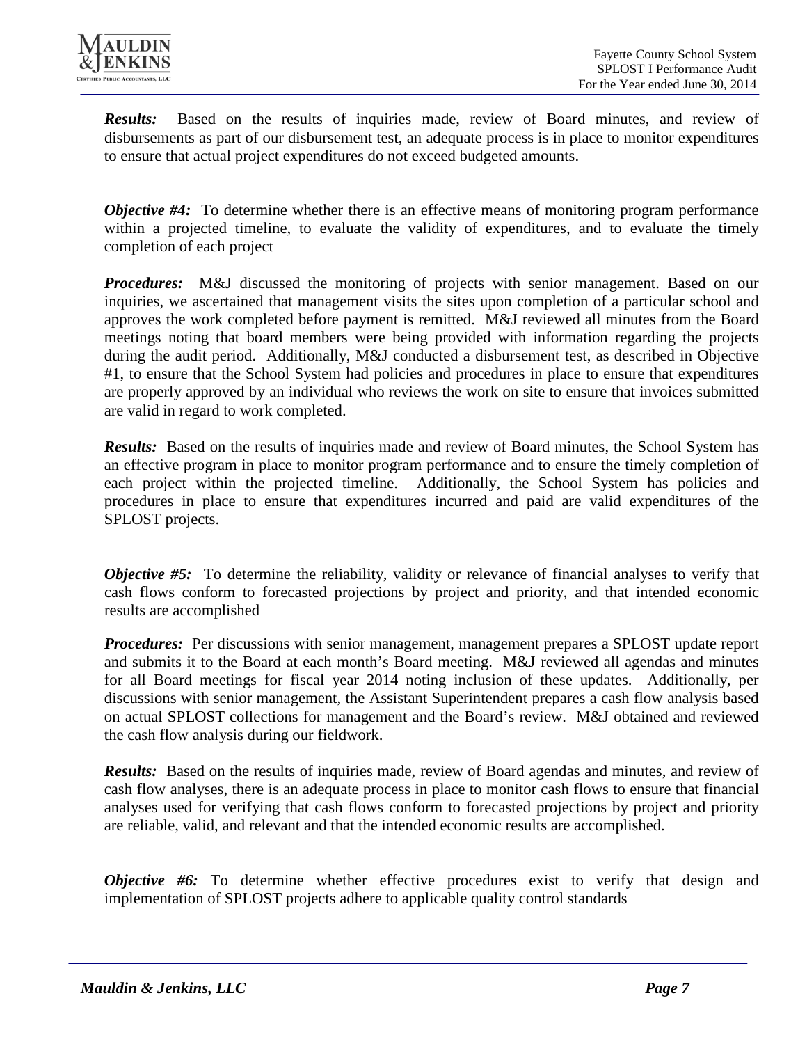***Results:*** Based on the results of inquiries made, review of Board minutes, and review of disbursements as part of our disbursement test, an adequate process is in place to monitor expenditures to ensure that actual project expenditures do not exceed budgeted amounts.

---

***Objective #4:*** To determine whether there is an effective means of monitoring program performance within a projected timeline, to evaluate the validity of expenditures, and to evaluate the timely completion of each project

***Procedures:*** M&J discussed the monitoring of projects with senior management. Based on our inquiries, we ascertained that management visits the sites upon completion of a particular school and approves the work completed before payment is remitted. M&J reviewed all minutes from the Board meetings noting that board members were being provided with information regarding the projects during the audit period. Additionally, M&J conducted a disbursement test, as described in Objective #1, to ensure that the School System had policies and procedures in place to ensure that expenditures are properly approved by an individual who reviews the work on site to ensure that invoices submitted are valid in regard to work completed.

***Results:*** Based on the results of inquiries made and review of Board minutes, the School System has an effective program in place to monitor program performance and to ensure the timely completion of each project within the projected timeline. Additionally, the School System has policies and procedures in place to ensure that expenditures incurred and paid are valid expenditures of the SPLOST projects.

---

***Objective #5:*** To determine the reliability, validity or relevance of financial analyses to verify that cash flows conform to forecasted projections by project and priority, and that intended economic results are accomplished

***Procedures:*** Per discussions with senior management, management prepares a SPLOST update report and submits it to the Board at each month's Board meeting. M&J reviewed all agendas and minutes for all Board meetings for fiscal year 2014 noting inclusion of these updates. Additionally, per discussions with senior management, the Assistant Superintendent prepares a cash flow analysis based on actual SPLOST collections for management and the Board's review. M&J obtained and reviewed the cash flow analysis during our fieldwork.

***Results:*** Based on the results of inquiries made, review of Board agendas and minutes, and review of cash flow analyses, there is an adequate process in place to monitor cash flows to ensure that financial analyses used for verifying that cash flows conform to forecasted projections by project and priority are reliable, valid, and relevant and that the intended economic results are accomplished.

---

***Objective #6:*** To determine whether effective procedures exist to verify that design and implementation of SPLOST projects adhere to applicable quality control standards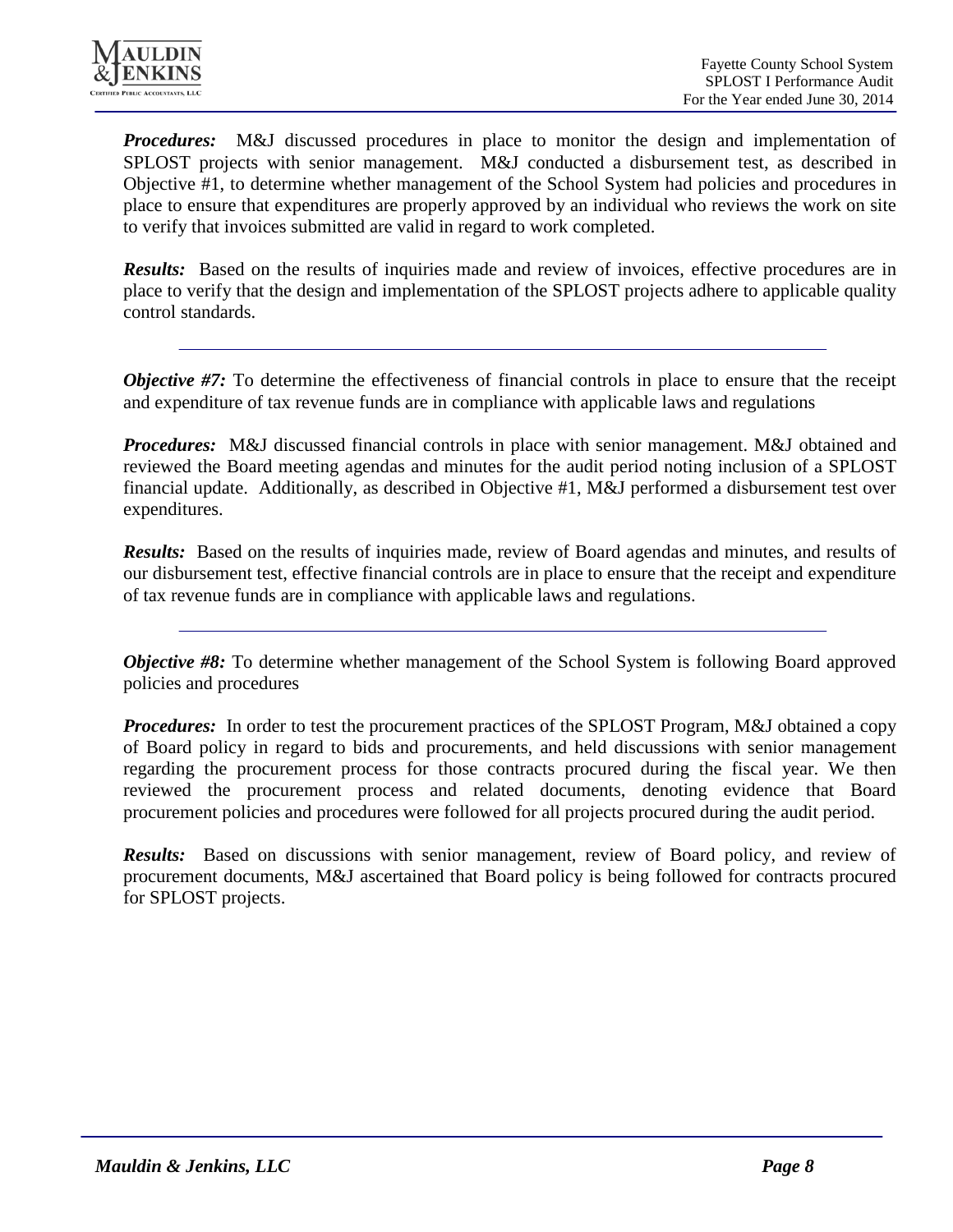***Procedures:*** M&J discussed procedures in place to monitor the design and implementation of SPLOST projects with senior management. M&J conducted a disbursement test, as described in Objective #1, to determine whether management of the School System had policies and procedures in place to ensure that expenditures are properly approved by an individual who reviews the work on site to verify that invoices submitted are valid in regard to work completed.

***Results:*** Based on the results of inquiries made and review of invoices, effective procedures are in place to verify that the design and implementation of the SPLOST projects adhere to applicable quality control standards.

---

***Objective #7:*** To determine the effectiveness of financial controls in place to ensure that the receipt and expenditure of tax revenue funds are in compliance with applicable laws and regulations

***Procedures:*** M&J discussed financial controls in place with senior management. M&J obtained and reviewed the Board meeting agendas and minutes for the audit period noting inclusion of a SPLOST financial update. Additionally, as described in Objective #1, M&J performed a disbursement test over expenditures.

***Results:*** Based on the results of inquiries made, review of Board agendas and minutes, and results of our disbursement test, effective financial controls are in place to ensure that the receipt and expenditure of tax revenue funds are in compliance with applicable laws and regulations.

---

***Objective #8:*** To determine whether management of the School System is following Board approved policies and procedures

***Procedures:*** In order to test the procurement practices of the SPLOST Program, M&J obtained a copy of Board policy in regard to bids and procurements, and held discussions with senior management regarding the procurement process for those contracts procured during the fiscal year. We then reviewed the procurement process and related documents, denoting evidence that Board procurement policies and procedures were followed for all projects procured during the audit period.

***Results:*** Based on discussions with senior management, review of Board policy, and review of procurement documents, M&J ascertained that Board policy is being followed for contracts procured for SPLOST projects.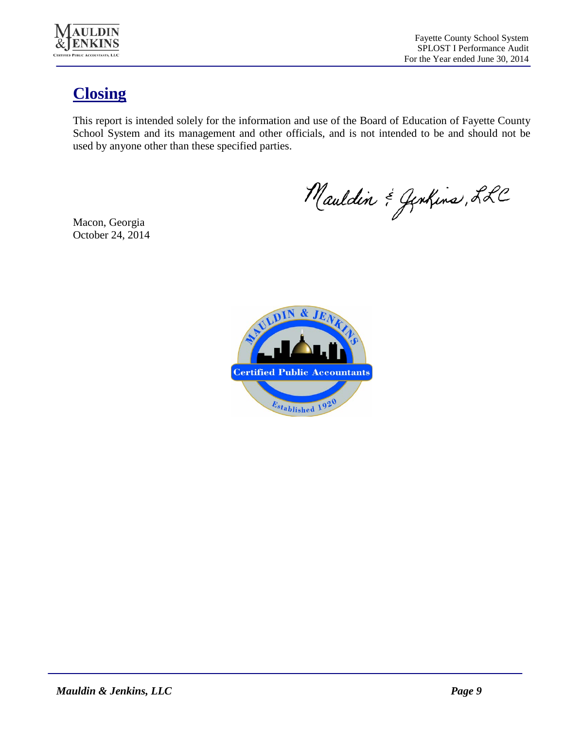## Closing

This report is intended solely for the information and use of the Board of Education of Fayette County School System and its management and other officials, and is not intended to be and should not be used by anyone other than these specified parties.

Mauldin & Jenkins, LLC

Macon, Georgia
October 24, 2014